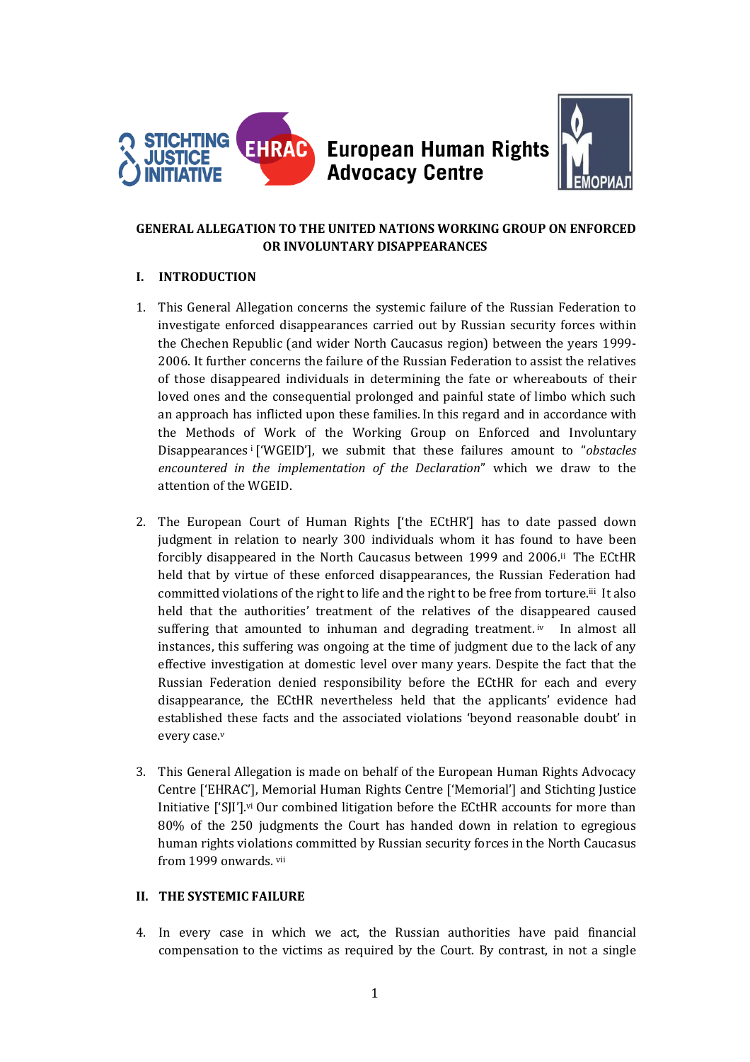**GENERAL ALLEGATION TO THE UNITED NATIONS WORKING GROUP ON ENFORCED OR INVOLUNTARY DISAPPEARANCES**

## I. INTRODUCTION

1. This General Allegation concerns the systemic failure of the Russian Federation to investigate enforced disappearances carried out by Russian security forces within the Chechen Republic (and wider North Caucasus region) between the years 1999-2006. It further concerns the failure of the Russian Federation to assist the relatives of those disappeared individuals in determining the fate or whereabouts of their loved ones and the consequential prolonged and painful state of limbo which such an approach has inflicted upon these families. In this regard and in accordance with the Methods of Work of the Working Group on Enforced and Involuntary Disappearances [i] ['WGEID'], we submit that these failures amount to "*obstacles encountered in the implementation of the Declaration*" which we draw to the attention of the WGEID.

2. The European Court of Human Rights ['the ECtHR'] has to date passed down judgment in relation to nearly 300 individuals whom it has found to have been forcibly disappeared in the North Caucasus between 1999 and 2006.[ii] The ECtHR held that by virtue of these enforced disappearances, the Russian Federation had committed violations of the right to life and the right to be free from torture.[iii] It also held that the authorities' treatment of the relatives of the disappeared caused suffering that amounted to inhuman and degrading treatment.[iv] In almost all instances, this suffering was ongoing at the time of judgment due to the lack of any effective investigation at domestic level over many years. Despite the fact that the Russian Federation denied responsibility before the ECtHR for each and every disappearance, the ECtHR nevertheless held that the applicants' evidence had established these facts and the associated violations 'beyond reasonable doubt' in every case.[v]

3. This General Allegation is made on behalf of the European Human Rights Advocacy Centre ['EHRAC'], Memorial Human Rights Centre ['Memorial'] and Stichting Justice Initiative ['SJI'].[vi] Our combined litigation before the ECtHR accounts for more than 80% of the 250 judgments the Court has handed down in relation to egregious human rights violations committed by Russian security forces in the North Caucasus from 1999 onwards.[vii]

## II. THE SYSTEMIC FAILURE

4. In every case in which we act, the Russian authorities have paid financial compensation to the victims as required by the Court. By contrast, in not a single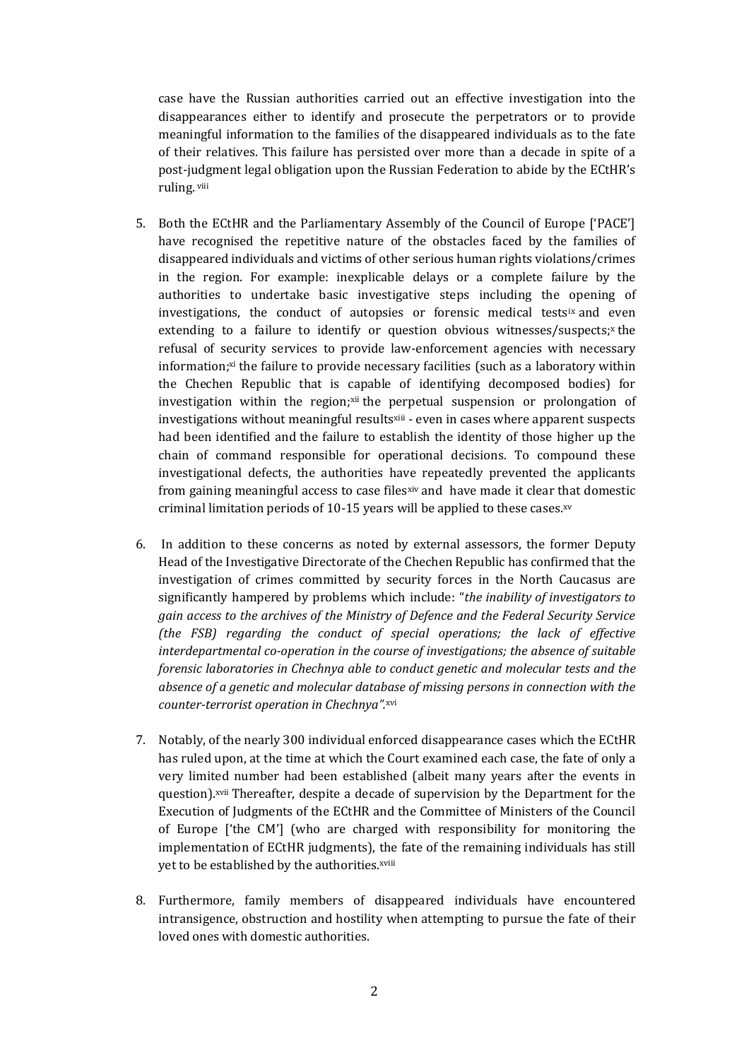case have the Russian authorities carried out an effective investigation into the disappearances either to identify and prosecute the perpetrators or to provide meaningful information to the families of the disappeared individuals as to the fate of their relatives. This failure has persisted over more than a decade in spite of a post-judgment legal obligation upon the Russian Federation to abide by the ECtHR's ruling. [viii]

5. Both the ECtHR and the Parliamentary Assembly of the Council of Europe ['PACE'] have recognised the repetitive nature of the obstacles faced by the families of disappeared individuals and victims of other serious human rights violations/crimes in the region. For example: inexplicable delays or a complete failure by the authorities to undertake basic investigative steps including the opening of investigations, the conduct of autopsies or forensic medical tests[ix] and even extending to a failure to identify or question obvious witnesses/suspects;[x] the refusal of security services to provide law-enforcement agencies with necessary information;[xi] the failure to provide necessary facilities (such as a laboratory within the Chechen Republic that is capable of identifying decomposed bodies) for investigation within the region;[xii] the perpetual suspension or prolongation of investigations without meaningful results[xiii] - even in cases where apparent suspects had been identified and the failure to establish the identity of those higher up the chain of command responsible for operational decisions. To compound these investigational defects, the authorities have repeatedly prevented the applicants from gaining meaningful access to case files[xiv] and have made it clear that domestic criminal limitation periods of 10-15 years will be applied to these cases.[xv]

6. In addition to these concerns as noted by external assessors, the former Deputy Head of the Investigative Directorate of the Chechen Republic has confirmed that the investigation of crimes committed by security forces in the North Caucasus are significantly hampered by problems which include: "*the inability of investigators to gain access to the archives of the Ministry of Defence and the Federal Security Service (the FSB) regarding the conduct of special operations; the lack of effective interdepartmental co-operation in the course of investigations; the absence of suitable forensic laboratories in Chechnya able to conduct genetic and molecular tests and the absence of a genetic and molecular database of missing persons in connection with the counter-terrorist operation in Chechnya".*[xvi]

7. Notably, of the nearly 300 individual enforced disappearance cases which the ECtHR has ruled upon, at the time at which the Court examined each case, the fate of only a very limited number had been established (albeit many years after the events in question).[xvii] Thereafter, despite a decade of supervision by the Department for the Execution of Judgments of the ECtHR and the Committee of Ministers of the Council of Europe ['the CM'] (who are charged with responsibility for monitoring the implementation of ECtHR judgments), the fate of the remaining individuals has still yet to be established by the authorities.[xviii]

8. Furthermore, family members of disappeared individuals have encountered intransigence, obstruction and hostility when attempting to pursue the fate of their loved ones with domestic authorities.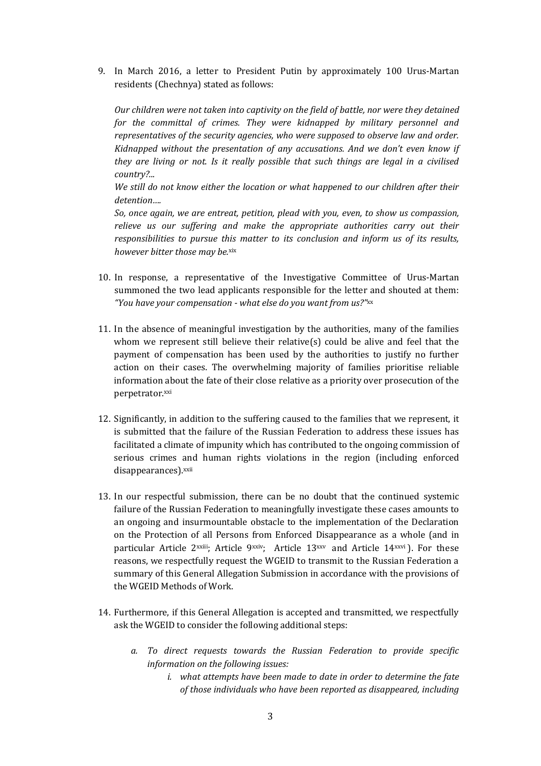9. In March 2016, a letter to President Putin by approximately 100 Urus-Martan residents (Chechnya) stated as follows:

   *Our children were not taken into captivity on the field of battle, nor were they detained for the committal of crimes. They were kidnapped by military personnel and representatives of the security agencies, who were supposed to observe law and order. Kidnapped without the presentation of any accusations. And we don't even know if they are living or not. Is it really possible that such things are legal in a civilised country?...*

   *We still do not know either the location or what happened to our children after their detention….*

   *So, once again, we are entreat, petition, plead with you, even, to show us compassion, relieve us our suffering and make the appropriate authorities carry out their responsibilities to pursue this matter to its conclusion and inform us of its results, however bitter those may be.*[xix]

10. In response, a representative of the Investigative Committee of Urus-Martan summoned the two lead applicants responsible for the letter and shouted at them: *"You have your compensation - what else do you want from us?"*[xx]

11. In the absence of meaningful investigation by the authorities, many of the families whom we represent still believe their relative(s) could be alive and feel that the payment of compensation has been used by the authorities to justify no further action on their cases. The overwhelming majority of families prioritise reliable information about the fate of their close relative as a priority over prosecution of the perpetrator.[xxi]

12. Significantly, in addition to the suffering caused to the families that we represent, it is submitted that the failure of the Russian Federation to address these issues has facilitated a climate of impunity which has contributed to the ongoing commission of serious crimes and human rights violations in the region (including enforced disappearances).[xxii]

13. In our respectful submission, there can be no doubt that the continued systemic failure of the Russian Federation to meaningfully investigate these cases amounts to an ongoing and insurmountable obstacle to the implementation of the Declaration on the Protection of all Persons from Enforced Disappearance as a whole (and in particular Article 2[xxiii]; Article 9[xxiv]; Article 13[xxv] and Article 14[xxvi]). For these reasons, we respectfully request the WGEID to transmit to the Russian Federation a summary of this General Allegation Submission in accordance with the provisions of the WGEID Methods of Work.

14. Furthermore, if this General Allegation is accepted and transmitted, we respectfully ask the WGEID to consider the following additional steps:

    a. *To direct requests towards the Russian Federation to provide specific information on the following issues:*

       i. *what attempts have been made to date in order to determine the fate of those individuals who have been reported as disappeared, including*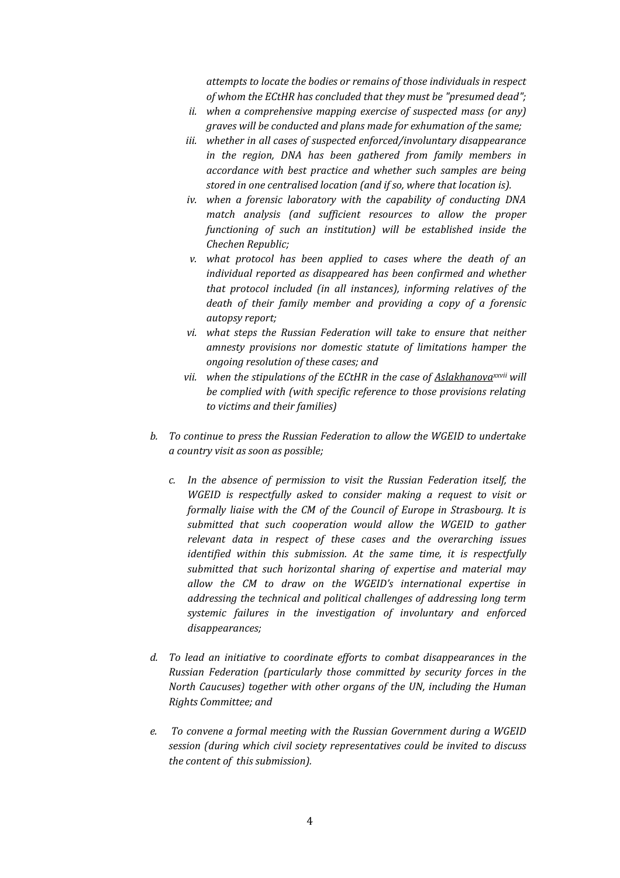*attempts to locate the bodies or remains of those individuals in respect of whom the ECtHR has concluded that they must be "presumed dead";*

ii. *when a comprehensive mapping exercise of suspected mass (or any) graves will be conducted and plans made for exhumation of the same;*

iii. *whether in all cases of suspected enforced/involuntary disappearance in the region, DNA has been gathered from family members in accordance with best practice and whether such samples are being stored in one centralised location (and if so, where that location is).*

iv. *when a forensic laboratory with the capability of conducting DNA match analysis (and sufficient resources to allow the proper functioning of such an institution) will be established inside the Chechen Republic;*

v. *what protocol has been applied to cases where the death of an individual reported as disappeared has been confirmed and whether that protocol included (in all instances), informing relatives of the death of their family member and providing a copy of a forensic autopsy report;*

vi. *what steps the Russian Federation will take to ensure that neither amnesty provisions nor domestic statute of limitations hamper the ongoing resolution of these cases; and*

vii. *when the stipulations of the ECtHR in the case of Aslakhanova[xxvii] will be complied with (with specific reference to those provisions relating to victims and their families)*

b. *To continue to press the Russian Federation to allow the WGEID to undertake a country visit as soon as possible;*

c. *In the absence of permission to visit the Russian Federation itself, the WGEID is respectfully asked to consider making a request to visit or formally liaise with the CM of the Council of Europe in Strasbourg. It is submitted that such cooperation would allow the WGEID to gather relevant data in respect of these cases and the overarching issues identified within this submission. At the same time, it is respectfully submitted that such horizontal sharing of expertise and material may allow the CM to draw on the WGEID's international expertise in addressing the technical and political challenges of addressing long term systemic failures in the investigation of involuntary and enforced disappearances;*

d. *To lead an initiative to coordinate efforts to combat disappearances in the Russian Federation (particularly those committed by security forces in the North Caucuses) together with other organs of the UN, including the Human Rights Committee; and*

e. *To convene a formal meeting with the Russian Government during a WGEID session (during which civil society representatives could be invited to discuss the content of this submission).*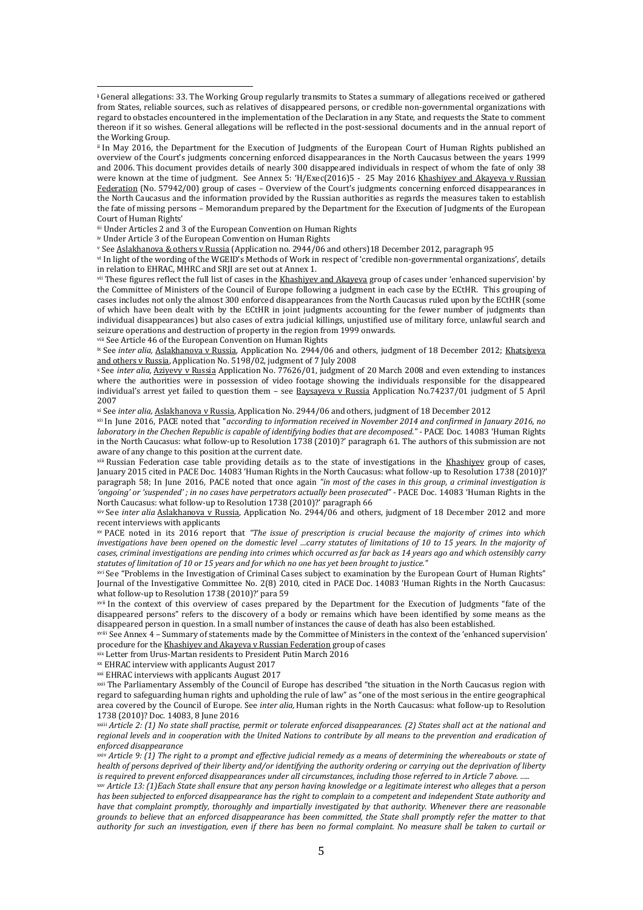[i] General allegations: 33. The Working Group regularly transmits to States a summary of allegations received or gathered from States, reliable sources, such as relatives of disappeared persons, or credible non-governmental organizations with regard to obstacles encountered in the implementation of the Declaration in any State, and requests the State to comment thereon if it so wishes. General allegations will be reflected in the post-sessional documents and in the annual report of the Working Group.

[ii] In May 2016, the Department for the Execution of Judgments of the European Court of Human Rights published an overview of the Court's judgments concerning enforced disappearances in the North Caucasus between the years 1999 and 2006. This document provides details of nearly 300 disappeared individuals in respect of whom the fate of only 38 were known at the time of judgment. See Annex 5: 'H/Exec(2016)5 - 25 May 2016 Khashiyev and Akayeva v Russian Federation (No. 57942/00) group of cases – Overview of the Court's judgments concerning enforced disappearances in the North Caucasus and the information provided by the Russian authorities as regards the measures taken to establish the fate of missing persons – Memorandum prepared by the Department for the Execution of Judgments of the European Court of Human Rights'

[iii] Under Articles 2 and 3 of the European Convention on Human Rights

[iv] Under Article 3 of the European Convention on Human Rights

[v] See Aslakhanova & others v Russia (Application no. 2944/06 and others)18 December 2012, paragraph 95

[vi] In light of the wording of the WGEID's Methods of Work in respect of 'credible non-governmental organizations', details in relation to EHRAC, MHRC and SRJI are set out at Annex 1.

[vii] These figures reflect the full list of cases in the Khashiyev and Akayeva group of cases under 'enhanced supervision' by the Committee of Ministers of the Council of Europe following a judgment in each case by the ECtHR. This grouping of cases includes not only the almost 300 enforced disappearances from the North Caucasus ruled upon by the ECtHR (some of which have been dealt with by the ECtHR in joint judgments accounting for the fewer number of judgments than individual disappearances) but also cases of extra judicial killings, unjustified use of military force, unlawful search and seizure operations and destruction of property in the region from 1999 onwards.

[viii] See Article 46 of the European Convention on Human Rights

[ix] See *inter alia*, Aslakhanova v Russia, Application No. 2944/06 and others, judgment of 18 December 2012; Khatsiyeva and others v Russia, Application No. 5198/02, judgment of 7 July 2008

[x] See *inter alia*, Aziyevy v Russia Application No. 77626/01, judgment of 20 March 2008 and even extending to instances where the authorities were in possession of video footage showing the individuals responsible for the disappeared individual's arrest yet failed to question them – see Baysayeva v Russia Application No.74237/01 judgment of 5 April 2007

[xi] See *inter alia*, Aslakhanova v Russia, Application No. 2944/06 and others, judgment of 18 December 2012

[xii] In June 2016, PACE noted that "*according to information received in November 2014 and confirmed in January 2016, no laboratory in the Chechen Republic is capable of identifying bodies that are decomposed."* - PACE Doc. 14083 'Human Rights in the North Caucasus: what follow-up to Resolution 1738 (2010)?' paragraph 61. The authors of this submission are not aware of any change to this position at the current date.

[xiii] Russian Federation case table providing details as to the state of investigations in the Khashiyev group of cases, January 2015 cited in PACE Doc. 14083 'Human Rights in the North Caucasus: what follow-up to Resolution 1738 (2010)?' paragraph 58; In June 2016, PACE noted that once again *"in most of the cases in this group, a criminal investigation is 'ongoing' or 'suspended' ; in no cases have perpetrators actually been prosecuted"* - PACE Doc. 14083 'Human Rights in the North Caucasus: what follow-up to Resolution 1738 (2010)?' paragraph 66

[xiv] See *inter alia* Aslakhanova v Russia, Application No. 2944/06 and others, judgment of 18 December 2012 and more recent interviews with applicants

[xv] PACE noted in its 2016 report that *"The issue of prescription is crucial because the majority of crimes into which investigations have been opened on the domestic level …carry statutes of limitations of 10 to 15 years. In the majority of cases, criminal investigations are pending into crimes which occurred as far back as 14 years ago and which ostensibly carry statutes of limitation of 10 or 15 years and for which no one has yet been brought to justice."*

[xvi] See "Problems in the Investigation of Criminal Cases subject to examination by the European Court of Human Rights" Journal of the Investigative Committee No. 2(8) 2010, cited in PACE Doc. 14083 'Human Rights in the North Caucasus: what follow-up to Resolution 1738 (2010)?' para 59

[xvii] In the context of this overview of cases prepared by the Department for the Execution of Judgments "fate of the disappeared persons" refers to the discovery of a body or remains which have been identified by some means as the disappeared person in question. In a small number of instances the cause of death has also been established.

[xviii] See Annex 4 – Summary of statements made by the Committee of Ministers in the context of the 'enhanced supervision' procedure for the Khashiyev and Akayeva v Russian Federation group of cases

[xix] Letter from Urus-Martan residents to President Putin March 2016

[xx] EHRAC interview with applicants August 2017

[xxi] EHRAC interviews with applicants August 2017

[xxii] The Parliamentary Assembly of the Council of Europe has described "the situation in the North Caucasus region with regard to safeguarding human rights and upholding the rule of law" as "one of the most serious in the entire geographical area covered by the Council of Europe. See *inter alia*, Human rights in the North Caucasus: what follow-up to Resolution 1738 (2010)? Doc. 14083, 8 June 2016

[xxiii] *Article 2: (1) No state shall practise, permit or tolerate enforced disappearances. (2) States shall act at the national and regional levels and in cooperation with the United Nations to contribute by all means to the prevention and eradication of enforced disappearance*

[xxiv] *Article 9: (1) The right to a prompt and effective judicial remedy as a means of determining the whereabouts or state of health of persons deprived of their liberty and/or identifying the authority ordering or carrying out the deprivation of liberty is required to prevent enforced disappearances under all circumstances, including those referred to in Article 7 above. …..*

[xxv] *Article 13: (1)Each State shall ensure that any person having knowledge or a legitimate interest who alleges that a person has been subjected to enforced disappearance has the right to complain to a competent and independent State authority and have that complaint promptly, thoroughly and impartially investigated by that authority. Whenever there are reasonable grounds to believe that an enforced disappearance has been committed, the State shall promptly refer the matter to that authority for such an investigation, even if there has been no formal complaint. No measure shall be taken to curtail or*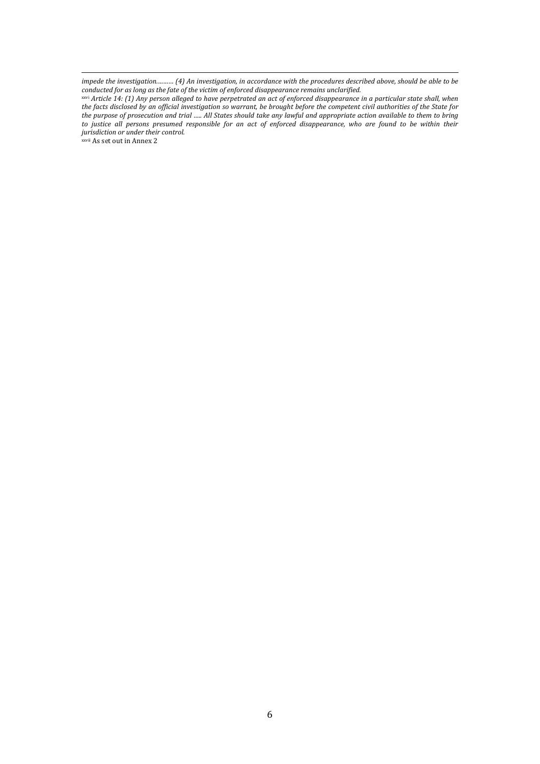*impede the investigation………. (4) An investigation, in accordance with the procedures described above, should be able to be conducted for as long as the fate of the victim of enforced disappearance remains unclarified.*

[xxvi] *Article 14: (1) Any person alleged to have perpetrated an act of enforced disappearance in a particular state shall, when the facts disclosed by an official investigation so warrant, be brought before the competent civil authorities of the State for the purpose of prosecution and trial ….. All States should take any lawful and appropriate action available to them to bring to justice all persons presumed responsible for an act of enforced disappearance, who are found to be within their jurisdiction or under their control.*

[xxvii] As set out in Annex 2